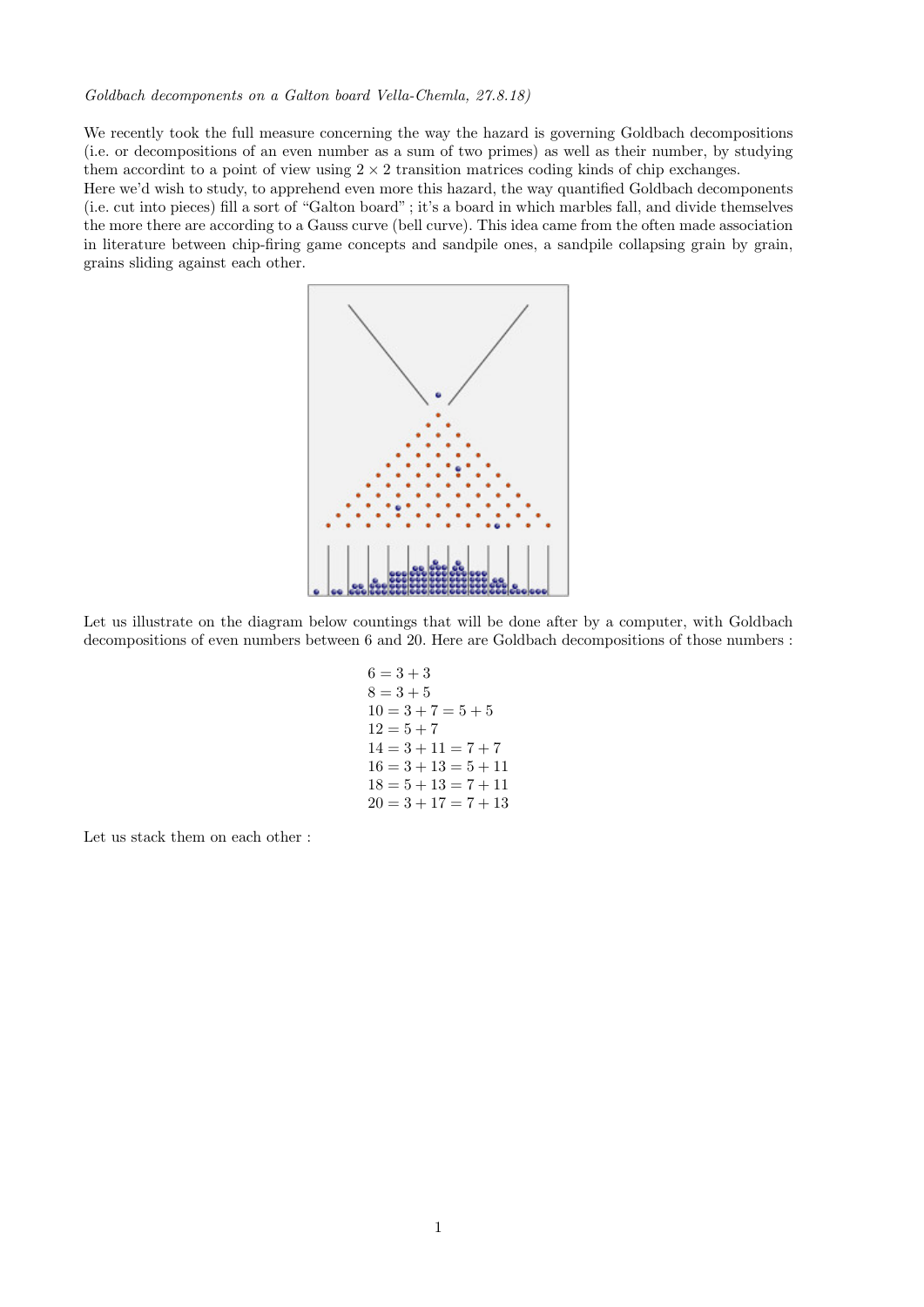*Goldbach decomponents on a Galton board Vella-Chemla, 27.8.18)*

We recently took the full measure concerning the way the hazard is governing Goldbach decompositions (i.e. or decompositions of an even number as a sum of two primes) as well as their number, by studying them accordint to a point of view using $2 \times 2$ transition matrices coding kinds of chip exchanges.
Here we'd wish to study, to apprehend even more this hazard, the way quantified Goldbach decomponents (i.e. cut into pieces) fill a sort of "Galton board" ; it's a board in which marbles fall, and divide themselves the more there are according to a Gauss curve (bell curve). This idea came from the often made association in literature between chip-firing game concepts and sandpile ones, a sandpile collapsing grain by grain, grains sliding against each other.

Let us illustrate on the diagram below countings that will be done after by a computer, with Goldbach decompositions of even numbers between 6 and 20. Here are Goldbach decompositions of those numbers :

$$
\begin{aligned}
&6 = 3 + 3\\
&8 = 3 + 5\\
&10 = 3 + 7 = 5 + 5\\
&12 = 5 + 7\\
&14 = 3 + 11 = 7 + 7\\
&16 = 3 + 13 = 5 + 11\\
&18 = 5 + 13 = 7 + 11\\
&20 = 3 + 17 = 7 + 13
\end{aligned}
$$

Let us stack them on each other :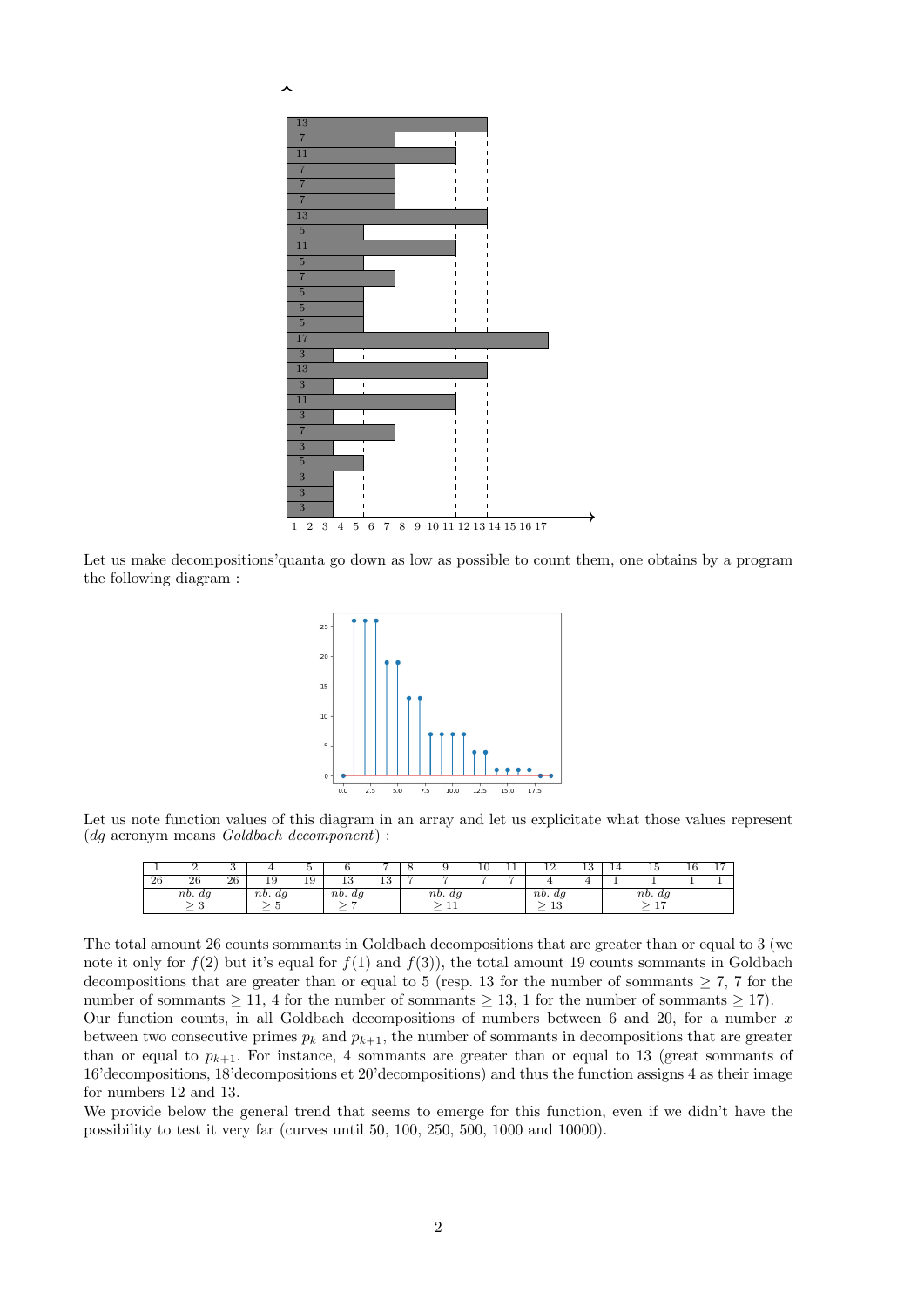Let us make decompositions'quanta go down as low as possible to count them, one obtains by a program the following diagram :

Let us note function values of this diagram in an array and let us explicitate what those values represent ($dg$ acronym means *Goldbach decomponent*) :

| 1 | 2 | 3 | 4 | 5 | 6 | 7 | 8 | 9 | 10 | 11 | 12 | 13 | 14 | 15 | 16 | 17 |
|---|---|---|---|---|---|---|---|---|---|---|---|---|---|---|---|---|
| 26 | 26 | 26 | 19 | 19 | 13 | 13 | 7 | 7 | 7 | 7 | 4 | 4 | 1 | 1 | 1 | 1 |
| | *nb. dg* $\geq 3$ | | *nb. dg* $\geq 5$ | | *nb. dg* $\geq 7$ | | | *nb. dg* $\geq 11$ | | | *nb. dg* $\geq 13$ | | | *nb. dg* $\geq 17$ | | |

The total amount 26 counts sommants in Goldbach decompositions that are greater than or equal to 3 (we note it only for $f(2)$ but it's equal for $f(1)$ and $f(3)$), the total amount 19 counts sommants in Goldbach decompositions that are greater than or equal to 5 (resp. 13 for the number of sommants $\geq 7$, 7 for the number of sommants $\geq 11$, 4 for the number of sommants $\geq 13$, 1 for the number of sommants $\geq 17$).
Our function counts, in all Goldbach decompositions of numbers between 6 and 20, for a number $x$ between two consecutive primes $p_k$ and $p_{k+1}$, the number of sommants in decompositions that are greater than or equal to $p_{k+1}$. For instance, 4 sommants are greater than or equal to 13 (great sommants of 16'decompositions, 18'decompositions et 20'decompositions) and thus the function assigns 4 as their image for numbers 12 and 13.
We provide below the general trend that seems to emerge for this function, even if we didn't have the possibility to test it very far (curves until 50, 100, 250, 500, 1000 and 10000).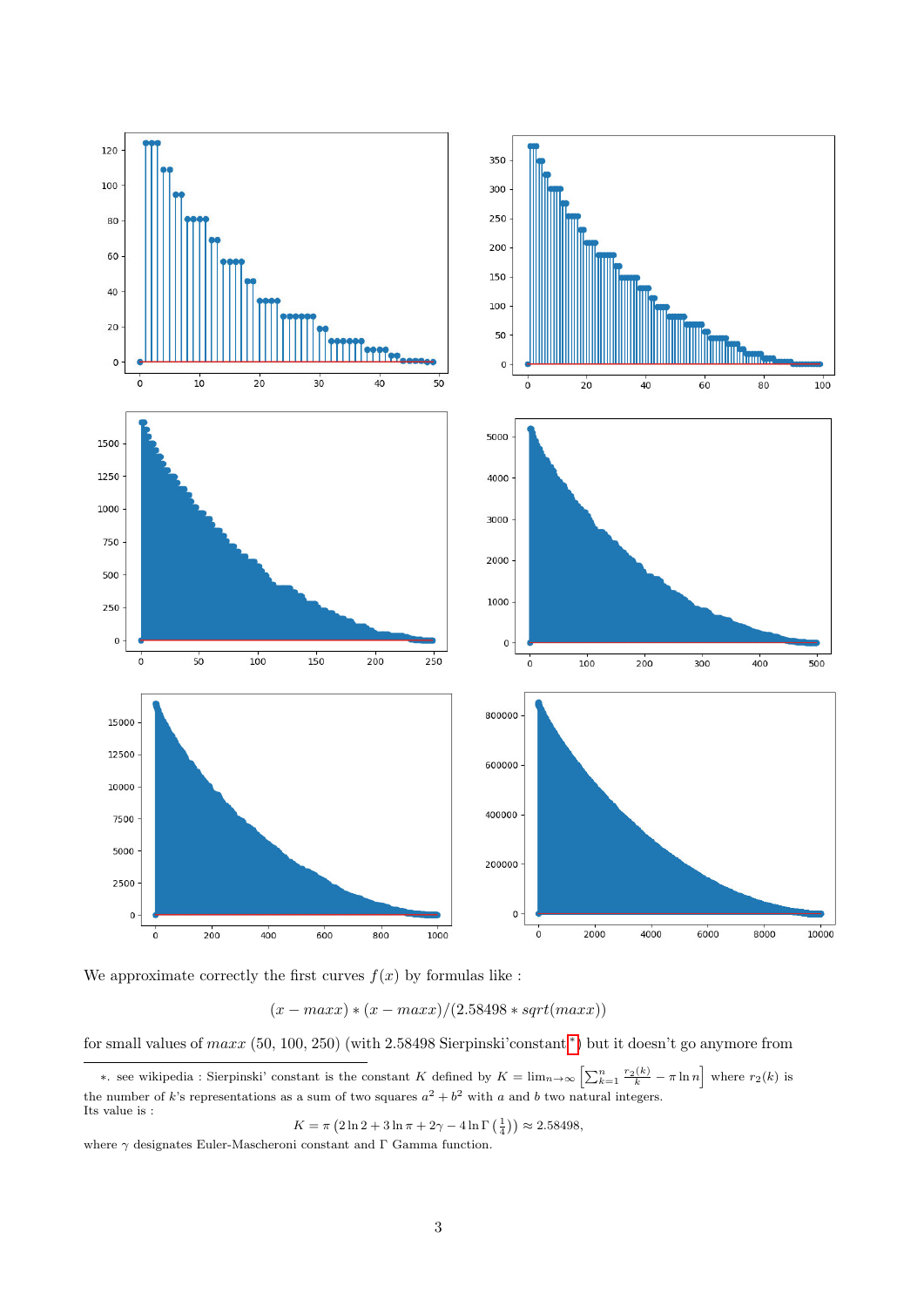We approximate correctly the first curves $f(x)$ by formulas like :

$$(x - maxx) * (x - maxx) / (2.58498 * sqrt(maxx))$$

for small values of $maxx$ (50, 100, 250) (with 2.58498 Sierpinski'constant[*]) but it doesn't go anymore from

*. see wikipedia : Sierpinski' constant is the constant $K$ defined by $K = \lim_{n \to \infty} \left[ \sum_{k=1}^{n} \frac{r_2(k)}{k} - \pi \ln n \right]$ where $r_2(k)$ is the number of $k$'s representations as a sum of two squares $a^2 + b^2$ with $a$ and $b$ two natural integers.
Its value is :

$$K = \pi \left( 2 \ln 2 + 3 \ln \pi + 2\gamma - 4 \ln \Gamma \left( \frac{1}{4} \right) \right) \approx 2.58498,$$

where $\gamma$ designates Euler-Mascheroni constant and $\Gamma$ Gamma function.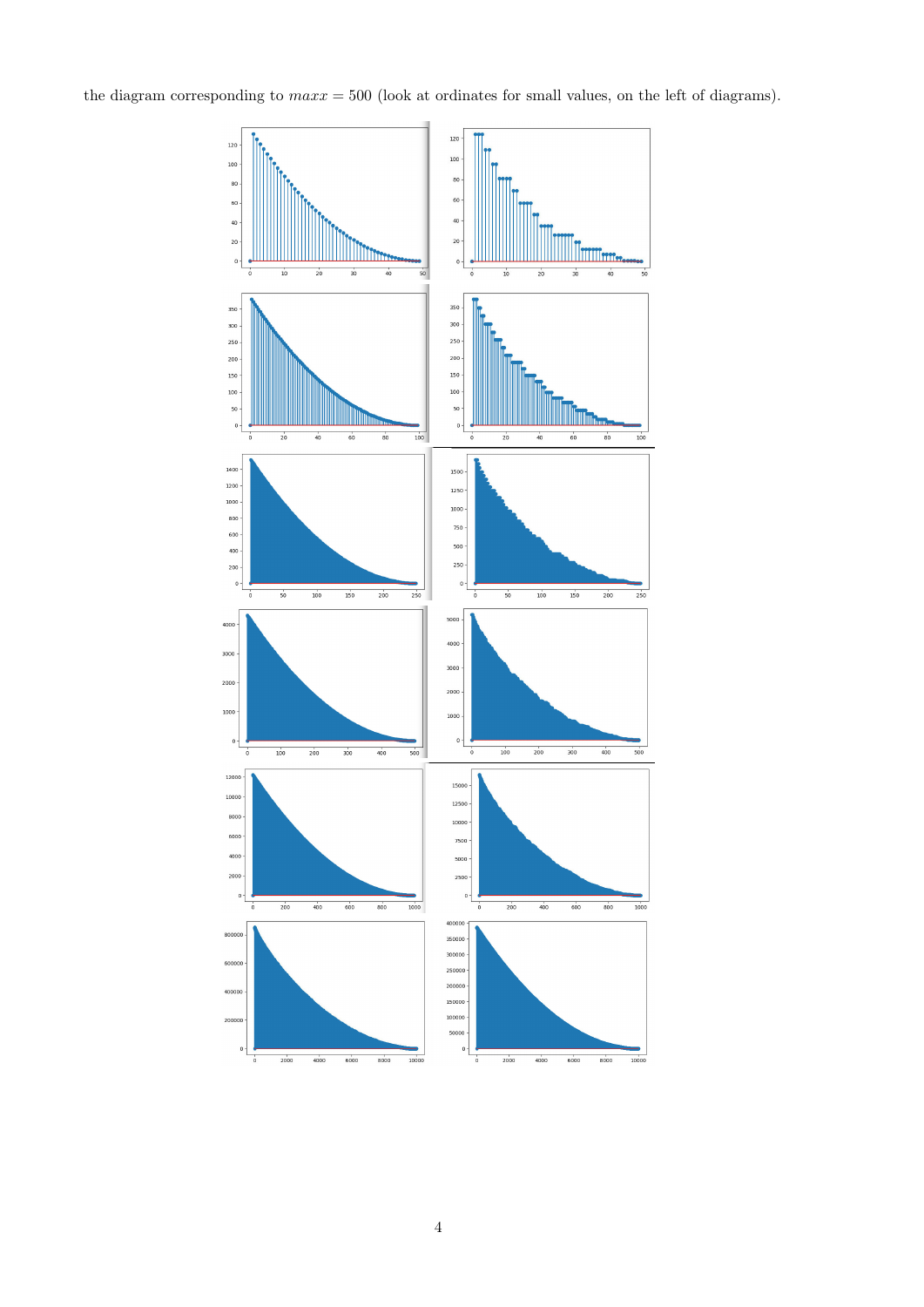the diagram corresponding to $maxx = 500$ (look at ordinates for small values, on the left of diagrams).

120
100
80
60
40
20
0
0 10 20 30 40 50

120
100
80
60
40
20
0
0 10 20 30 40 50

350
300
250
200
150
100
50
0
0 20 40 60 80 100

350
300
250
200
150
100
50
0
0 20 40 60 80 100

1400
1200
1000
800
600
400
200
0
0 50 100 150 200 250

1500
1250
1000
750
500
250
0
0 50 100 150 200 250

4000
3000
2000
1000
0
0 100 200 300 400 500

5000
4000
3000
2000
1000
0
0 100 200 300 400 500

12000
10000
8000
6000
4000
2000
0
0 200 400 600 800 1000

15000
12500
10000
7500
5000
2500
0
0 200 400 600 800 1000

800000
600000
400000
200000
0
0 2000 4000 6000 8000 10000

400000
350000
300000
250000
200000
150000
100000
50000
0
0 2000 4000 6000 8000 10000